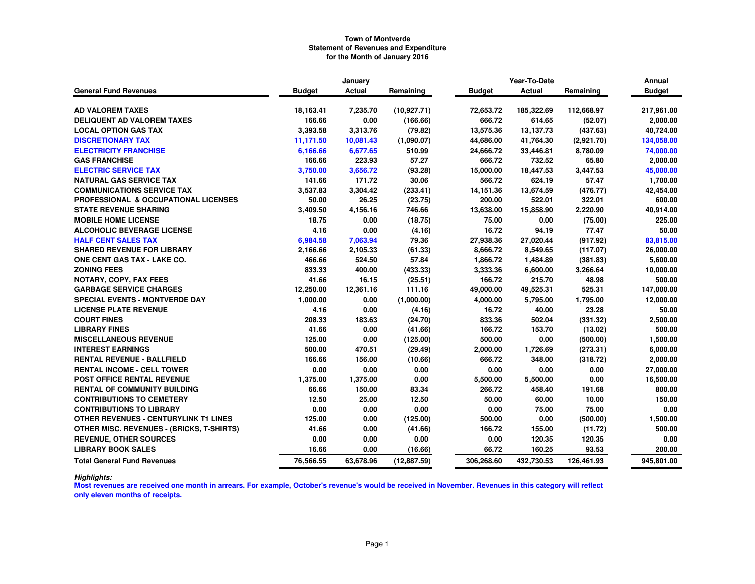**Town of Montverde**
**Statement of Revenues and Expenditure**
**for the Month of January 2016**

| General Fund Revenues | January | | | Year-To-Date | | | Annual |
|---|---|---|---|---|---|---|---|
| | Budget | Actual | Remaining | Budget | Actual | Remaining | Budget |
| AD VALOREM TAXES | 18,163.41 | 7,235.70 | (10,927.71) | 72,653.72 | 185,322.69 | 112,668.97 | 217,961.00 |
| DELIQUENT AD VALOREM TAXES | 166.66 | 0.00 | (166.66) | 666.72 | 614.65 | (52.07) | 2,000.00 |
| LOCAL OPTION GAS TAX | 3,393.58 | 3,313.76 | (79.82) | 13,575.36 | 13,137.73 | (437.63) | 40,724.00 |
| DISCRETIONARY TAX | 11,171.50 | 10,081.43 | (1,090.07) | 44,686.00 | 41,764.30 | (2,921.70) | 134,058.00 |
| ELECTRICITY FRANCHISE | 6,166.66 | 6,677.65 | 510.99 | 24,666.72 | 33,446.81 | 8,780.09 | 74,000.00 |
| GAS FRANCHISE | 166.66 | 223.93 | 57.27 | 666.72 | 732.52 | 65.80 | 2,000.00 |
| ELECTRIC SERVICE TAX | 3,750.00 | 3,656.72 | (93.28) | 15,000.00 | 18,447.53 | 3,447.53 | 45,000.00 |
| NATURAL GAS SERVICE TAX | 141.66 | 171.72 | 30.06 | 566.72 | 624.19 | 57.47 | 1,700.00 |
| COMMUNICATIONS SERVICE TAX | 3,537.83 | 3,304.42 | (233.41) | 14,151.36 | 13,674.59 | (476.77) | 42,454.00 |
| PROFESSIONAL & OCCUPATIONAL LICENSES | 50.00 | 26.25 | (23.75) | 200.00 | 522.01 | 322.01 | 600.00 |
| STATE REVENUE SHARING | 3,409.50 | 4,156.16 | 746.66 | 13,638.00 | 15,858.90 | 2,220.90 | 40,914.00 |
| MOBILE HOME LICENSE | 18.75 | 0.00 | (18.75) | 75.00 | 0.00 | (75.00) | 225.00 |
| ALCOHOLIC BEVERAGE LICENSE | 4.16 | 0.00 | (4.16) | 16.72 | 94.19 | 77.47 | 50.00 |
| HALF CENT SALES TAX | 6,984.58 | 7,063.94 | 79.36 | 27,938.36 | 27,020.44 | (917.92) | 83,815.00 |
| SHARED REVENUE FOR LIBRARY | 2,166.66 | 2,105.33 | (61.33) | 8,666.72 | 8,549.65 | (117.07) | 26,000.00 |
| ONE CENT GAS TAX - LAKE CO. | 466.66 | 524.50 | 57.84 | 1,866.72 | 1,484.89 | (381.83) | 5,600.00 |
| ZONING FEES | 833.33 | 400.00 | (433.33) | 3,333.36 | 6,600.00 | 3,266.64 | 10,000.00 |
| NOTARY, COPY, FAX FEES | 41.66 | 16.15 | (25.51) | 166.72 | 215.70 | 48.98 | 500.00 |
| GARBAGE SERVICE CHARGES | 12,250.00 | 12,361.16 | 111.16 | 49,000.00 | 49,525.31 | 525.31 | 147,000.00 |
| SPECIAL EVENTS - MONTVERDE DAY | 1,000.00 | 0.00 | (1,000.00) | 4,000.00 | 5,795.00 | 1,795.00 | 12,000.00 |
| LICENSE PLATE REVENUE | 4.16 | 0.00 | (4.16) | 16.72 | 40.00 | 23.28 | 50.00 |
| COURT FINES | 208.33 | 183.63 | (24.70) | 833.36 | 502.04 | (331.32) | 2,500.00 |
| LIBRARY FINES | 41.66 | 0.00 | (41.66) | 166.72 | 153.70 | (13.02) | 500.00 |
| MISCELLANEOUS REVENUE | 125.00 | 0.00 | (125.00) | 500.00 | 0.00 | (500.00) | 1,500.00 |
| INTEREST EARNINGS | 500.00 | 470.51 | (29.49) | 2,000.00 | 1,726.69 | (273.31) | 6,000.00 |
| RENTAL REVENUE - BALLFIELD | 166.66 | 156.00 | (10.66) | 666.72 | 348.00 | (318.72) | 2,000.00 |
| RENTAL INCOME - CELL TOWER | 0.00 | 0.00 | 0.00 | 0.00 | 0.00 | 0.00 | 27,000.00 |
| POST OFFICE RENTAL REVENUE | 1,375.00 | 1,375.00 | 0.00 | 5,500.00 | 5,500.00 | 0.00 | 16,500.00 |
| RENTAL OF COMMUNITY BUILDING | 66.66 | 150.00 | 83.34 | 266.72 | 458.40 | 191.68 | 800.00 |
| CONTRIBUTIONS TO CEMETERY | 12.50 | 25.00 | 12.50 | 50.00 | 60.00 | 10.00 | 150.00 |
| CONTRIBUTIONS TO LIBRARY | 0.00 | 0.00 | 0.00 | 0.00 | 75.00 | 75.00 | 0.00 |
| OTHER REVENUES - CENTURYLINK T1 LINES | 125.00 | 0.00 | (125.00) | 500.00 | 0.00 | (500.00) | 1,500.00 |
| OTHER MISC. REVENUES - (BRICKS, T-SHIRTS) | 41.66 | 0.00 | (41.66) | 166.72 | 155.00 | (11.72) | 500.00 |
| REVENUE, OTHER SOURCES | 0.00 | 0.00 | 0.00 | 0.00 | 120.35 | 120.35 | 0.00 |
| LIBRARY BOOK SALES | 16.66 | 0.00 | (16.66) | 66.72 | 160.25 | 93.53 | 200.00 |
| **Total General Fund Revenues** | 76,566.55 | 63,678.96 | (12,887.59) | 306,268.60 | 432,730.53 | 126,461.93 | 945,801.00 |

***Highlights:***

**Most revenues are received one month in arrears. For example, October's revenue's would be received in November. Revenues in this category will reflect only eleven months of receipts.**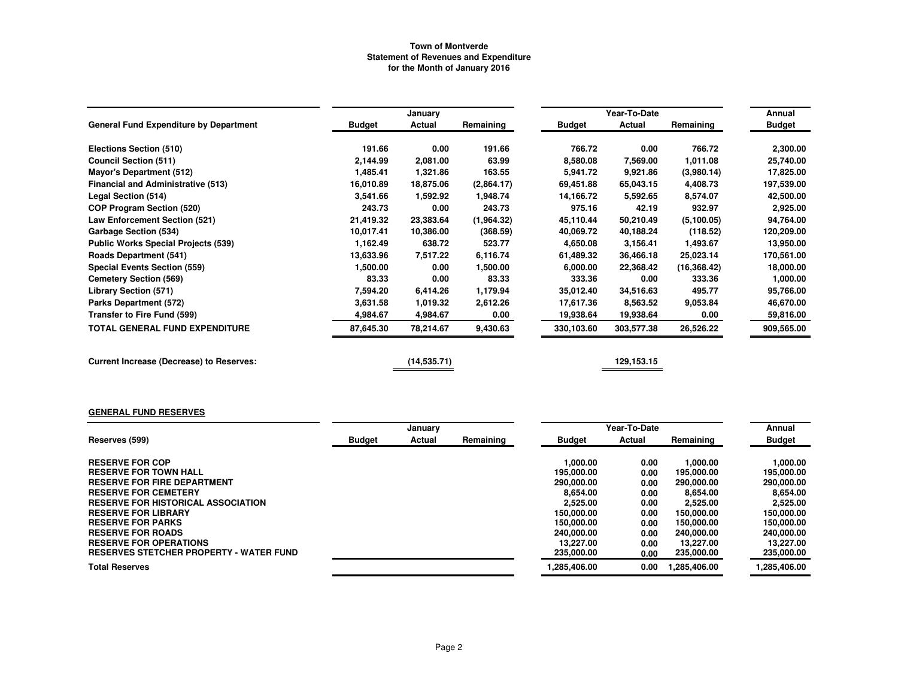**Town of Montverde**
**Statement of Revenues and Expenditure**
**for the Month of January 2016**

| General Fund Expenditure by Department | January | | | Year-To-Date | | | Annual |
|---|---|---|---|---|---|---|---|
| | Budget | Actual | Remaining | Budget | Actual | Remaining | Budget |
| Elections Section (510) | 191.66 | 0.00 | 191.66 | 766.72 | 0.00 | 766.72 | 2,300.00 |
| Council Section (511) | 2,144.99 | 2,081.00 | 63.99 | 8,580.08 | 7,569.00 | 1,011.08 | 25,740.00 |
| Mayor's Department (512) | 1,485.41 | 1,321.86 | 163.55 | 5,941.72 | 9,921.86 | (3,980.14) | 17,825.00 |
| Financial and Administrative (513) | 16,010.89 | 18,875.06 | (2,864.17) | 69,451.88 | 65,043.15 | 4,408.73 | 197,539.00 |
| Legal Section (514) | 3,541.66 | 1,592.92 | 1,948.74 | 14,166.72 | 5,592.65 | 8,574.07 | 42,500.00 |
| COP Program Section (520) | 243.73 | 0.00 | 243.73 | 975.16 | 42.19 | 932.97 | 2,925.00 |
| Law Enforcement Section (521) | 21,419.32 | 23,383.64 | (1,964.32) | 45,110.44 | 50,210.49 | (5,100.05) | 94,764.00 |
| Garbage Section (534) | 10,017.41 | 10,386.00 | (368.59) | 40,069.72 | 40,188.24 | (118.52) | 120,209.00 |
| Public Works Special Projects (539) | 1,162.49 | 638.72 | 523.77 | 4,650.08 | 3,156.41 | 1,493.67 | 13,950.00 |
| Roads Department (541) | 13,633.96 | 7,517.22 | 6,116.74 | 61,489.32 | 36,466.18 | 25,023.14 | 170,561.00 |
| Special Events Section (559) | 1,500.00 | 0.00 | 1,500.00 | 6,000.00 | 22,368.42 | (16,368.42) | 18,000.00 |
| Cemetery Section (569) | 83.33 | 0.00 | 83.33 | 333.36 | 0.00 | 333.36 | 1,000.00 |
| Library Section (571) | 7,594.20 | 6,414.26 | 1,179.94 | 35,012.40 | 34,516.63 | 495.77 | 95,766.00 |
| Parks Department (572) | 3,631.58 | 1,019.32 | 2,612.26 | 17,617.36 | 8,563.52 | 9,053.84 | 46,670.00 |
| Transfer to Fire Fund (599) | 4,984.67 | 4,984.67 | 0.00 | 19,938.64 | 19,938.64 | 0.00 | 59,816.00 |
| **TOTAL GENERAL FUND EXPENDITURE** | 87,645.30 | 78,214.67 | 9,430.63 | 330,103.60 | 303,577.38 | 26,526.22 | 909,565.00 |
| | | | | | | | |
| **Current Increase (Decrease) to Reserves:** | | (14,535.71) | | | 129,153.15 | | |

**GENERAL FUND RESERVES**

| Reserves (599) | January | | | Year-To-Date | | | Annual |
|---|---|---|---|---|---|---|---|
| | Budget | Actual | Remaining | Budget | Actual | Remaining | Budget |
| RESERVE FOR COP | | | | 1,000.00 | 0.00 | 1,000.00 | 1,000.00 |
| RESERVE FOR TOWN HALL | | | | 195,000.00 | 0.00 | 195,000.00 | 195,000.00 |
| RESERVE FOR FIRE DEPARTMENT | | | | 290,000.00 | 0.00 | 290,000.00 | 290,000.00 |
| RESERVE FOR CEMETERY | | | | 8,654.00 | 0.00 | 8,654.00 | 8,654.00 |
| RESERVE FOR HISTORICAL ASSOCIATION | | | | 2,525.00 | 0.00 | 2,525.00 | 2,525.00 |
| RESERVE FOR LIBRARY | | | | 150,000.00 | 0.00 | 150,000.00 | 150,000.00 |
| RESERVE FOR PARKS | | | | 150,000.00 | 0.00 | 150,000.00 | 150,000.00 |
| RESERVE FOR ROADS | | | | 240,000.00 | 0.00 | 240,000.00 | 240,000.00 |
| RESERVE FOR OPERATIONS | | | | 13,227.00 | 0.00 | 13,227.00 | 13,227.00 |
| RESERVES STETCHER PROPERTY - WATER FUND | | | | 235,000.00 | 0.00 | 235,000.00 | 235,000.00 |
| **Total Reserves** | | | | 1,285,406.00 | 0.00 | 1,285,406.00 | 1,285,406.00 |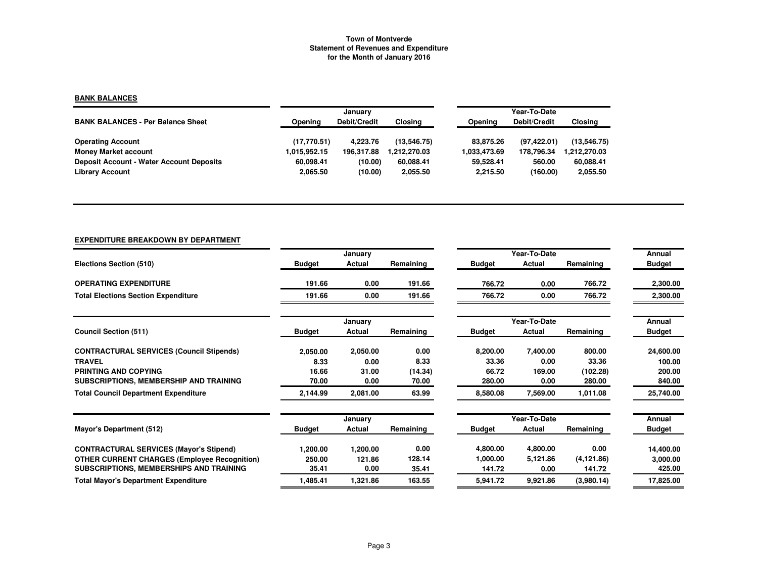# Town of Montverde
## Statement of Revenues and Expenditure
### for the Month of January 2016

**BANK BALANCES**

| BANK BALANCES - Per Balance Sheet | January | | | Year-To-Date | | |
|---|---|---|---|---|---|---|
| | Opening | Debit/Credit | Closing | Opening | Debit/Credit | Closing |
| Operating Account | (17,770.51) | 4,223.76 | (13,546.75) | 83,875.26 | (97,422.01) | (13,546.75) |
| Money Market account | 1,015,952.15 | 196,317.88 | 1,212,270.03 | 1,033,473.69 | 178,796.34 | 1,212,270.03 |
| Deposit Account - Water Account Deposits | 60,098.41 | (10.00) | 60,088.41 | 59,528.41 | 560.00 | 60,088.41 |
| Library Account | 2,065.50 | (10.00) | 2,055.50 | 2,215.50 | (160.00) | 2,055.50 |

**EXPENDITURE BREAKDOWN BY DEPARTMENT**

| Elections Section (510) | January | | | Year-To-Date | | | Annual |
|---|---|---|---|---|---|---|---|
| | Budget | Actual | Remaining | Budget | Actual | Remaining | Budget |
| OPERATING EXPENDITURE | 191.66 | 0.00 | 191.66 | 766.72 | 0.00 | 766.72 | 2,300.00 |
| Total Elections Section Expenditure | 191.66 | 0.00 | 191.66 | 766.72 | 0.00 | 766.72 | 2,300.00 |

| Council Section (511) | January | | | Year-To-Date | | | Annual |
|---|---|---|---|---|---|---|---|
| | Budget | Actual | Remaining | Budget | Actual | Remaining | Budget |
| CONTRACTURAL SERVICES (Council Stipends) | 2,050.00 | 2,050.00 | 0.00 | 8,200.00 | 7,400.00 | 800.00 | 24,600.00 |
| TRAVEL | 8.33 | 0.00 | 8.33 | 33.36 | 0.00 | 33.36 | 100.00 |
| PRINTING AND COPYING | 16.66 | 31.00 | (14.34) | 66.72 | 169.00 | (102.28) | 200.00 |
| SUBSCRIPTIONS, MEMBERSHIP AND TRAINING | 70.00 | 0.00 | 70.00 | 280.00 | 0.00 | 280.00 | 840.00 |
| Total Council Department Expenditure | 2,144.99 | 2,081.00 | 63.99 | 8,580.08 | 7,569.00 | 1,011.08 | 25,740.00 |

| Mayor's Department (512) | January | | | Year-To-Date | | | Annual |
|---|---|---|---|---|---|---|---|
| | Budget | Actual | Remaining | Budget | Actual | Remaining | Budget |
| CONTRACTURAL SERVICES (Mayor's Stipend) | 1,200.00 | 1,200.00 | 0.00 | 4,800.00 | 4,800.00 | 0.00 | 14,400.00 |
| OTHER CURRENT CHARGES (Employee Recognition) | 250.00 | 121.86 | 128.14 | 1,000.00 | 5,121.86 | (4,121.86) | 3,000.00 |
| SUBSCRIPTIONS, MEMBERSHIPS AND TRAINING | 35.41 | 0.00 | 35.41 | 141.72 | 0.00 | 141.72 | 425.00 |
| Total Mayor's Department Expenditure | 1,485.41 | 1,321.86 | 163.55 | 5,941.72 | 9,921.86 | (3,980.14) | 17,825.00 |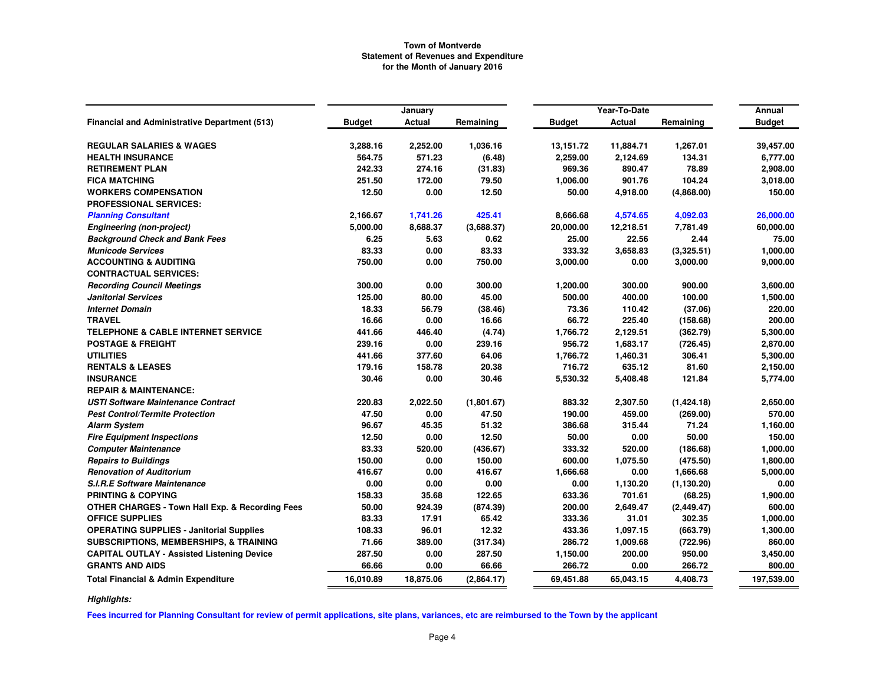# Town of Montverde
## Statement of Revenues and Expenditure
### for the Month of January 2016

| Financial and Administrative Department (513) | January Budget | January Actual | January Remaining | Year-To-Date Budget | Year-To-Date Actual | Year-To-Date Remaining | Annual Budget |
|---|---|---|---|---|---|---|---|
| **REGULAR SALARIES & WAGES** | 3,288.16 | 2,252.00 | 1,036.16 | 13,151.72 | 11,884.71 | 1,267.01 | 39,457.00 |
| **HEALTH INSURANCE** | 564.75 | 571.23 | (6.48) | 2,259.00 | 2,124.69 | 134.31 | 6,777.00 |
| **RETIREMENT PLAN** | 242.33 | 274.16 | (31.83) | 969.36 | 890.47 | 78.89 | 2,908.00 |
| **FICA MATCHING** | 251.50 | 172.00 | 79.50 | 1,006.00 | 901.76 | 104.24 | 3,018.00 |
| **WORKERS COMPENSATION** | 12.50 | 0.00 | 12.50 | 50.00 | 4,918.00 | (4,868.00) | 150.00 |
| **PROFESSIONAL SERVICES:** | | | | | | | |
| ***Planning Consultant*** | 2,166.67 | 1,741.26 | 425.41 | 8,666.68 | 4,574.65 | 4,092.03 | 26,000.00 |
| *Engineering (non-project)* | 5,000.00 | 8,688.37 | (3,688.37) | 20,000.00 | 12,218.51 | 7,781.49 | 60,000.00 |
| *Background Check and Bank Fees* | 6.25 | 5.63 | 0.62 | 25.00 | 22.56 | 2.44 | 75.00 |
| *Municode Services* | 83.33 | 0.00 | 83.33 | 333.32 | 3,658.83 | (3,325.51) | 1,000.00 |
| **ACCOUNTING & AUDITING** | 750.00 | 0.00 | 750.00 | 3,000.00 | 0.00 | 3,000.00 | 9,000.00 |
| **CONTRACTUAL SERVICES:** | | | | | | | |
| *Recording Council Meetings* | 300.00 | 0.00 | 300.00 | 1,200.00 | 300.00 | 900.00 | 3,600.00 |
| *Janitorial Services* | 125.00 | 80.00 | 45.00 | 500.00 | 400.00 | 100.00 | 1,500.00 |
| *Internet Domain* | 18.33 | 56.79 | (38.46) | 73.36 | 110.42 | (37.06) | 220.00 |
| **TRAVEL** | 16.66 | 0.00 | 16.66 | 66.72 | 225.40 | (158.68) | 200.00 |
| **TELEPHONE & CABLE INTERNET SERVICE** | 441.66 | 446.40 | (4.74) | 1,766.72 | 2,129.51 | (362.79) | 5,300.00 |
| **POSTAGE & FREIGHT** | 239.16 | 0.00 | 239.16 | 956.72 | 1,683.17 | (726.45) | 2,870.00 |
| **UTILITIES** | 441.66 | 377.60 | 64.06 | 1,766.72 | 1,460.31 | 306.41 | 5,300.00 |
| **RENTALS & LEASES** | 179.16 | 158.78 | 20.38 | 716.72 | 635.12 | 81.60 | 2,150.00 |
| **INSURANCE** | 30.46 | 0.00 | 30.46 | 5,530.32 | 5,408.48 | 121.84 | 5,774.00 |
| **REPAIR & MAINTENANCE:** | | | | | | | |
| *USTI Software Maintenance Contract* | 220.83 | 2,022.50 | (1,801.67) | 883.32 | 2,307.50 | (1,424.18) | 2,650.00 |
| *Pest Control/Termite Protection* | 47.50 | 0.00 | 47.50 | 190.00 | 459.00 | (269.00) | 570.00 |
| *Alarm System* | 96.67 | 45.35 | 51.32 | 386.68 | 315.44 | 71.24 | 1,160.00 |
| *Fire Equipment Inspections* | 12.50 | 0.00 | 12.50 | 50.00 | 0.00 | 50.00 | 150.00 |
| *Computer Maintenance* | 83.33 | 520.00 | (436.67) | 333.32 | 520.00 | (186.68) | 1,000.00 |
| *Repairs to Buildings* | 150.00 | 0.00 | 150.00 | 600.00 | 1,075.50 | (475.50) | 1,800.00 |
| *Renovation of Auditorium* | 416.67 | 0.00 | 416.67 | 1,666.68 | 0.00 | 1,666.68 | 5,000.00 |
| *S.I.R.E Software Maintenance* | 0.00 | 0.00 | 0.00 | 0.00 | 1,130.20 | (1,130.20) | 0.00 |
| **PRINTING & COPYING** | 158.33 | 35.68 | 122.65 | 633.36 | 701.61 | (68.25) | 1,900.00 |
| **OTHER CHARGES - Town Hall Exp. & Recording Fees** | 50.00 | 924.39 | (874.39) | 200.00 | 2,649.47 | (2,449.47) | 600.00 |
| **OFFICE SUPPLIES** | 83.33 | 17.91 | 65.42 | 333.36 | 31.01 | 302.35 | 1,000.00 |
| **OPERATING SUPPLIES - Janitorial Supplies** | 108.33 | 96.01 | 12.32 | 433.36 | 1,097.15 | (663.79) | 1,300.00 |
| **SUBSCRIPTIONS, MEMBERSHIPS, & TRAINING** | 71.66 | 389.00 | (317.34) | 286.72 | 1,009.68 | (722.96) | 860.00 |
| **CAPITAL OUTLAY - Assisted Listening Device** | 287.50 | 0.00 | 287.50 | 1,150.00 | 200.00 | 950.00 | 3,450.00 |
| **GRANTS AND AIDS** | 66.66 | 0.00 | 66.66 | 266.72 | 0.00 | 266.72 | 800.00 |
| **Total Financial & Admin Expenditure** | **16,010.89** | **18,875.06** | **(2,864.17)** | **69,451.88** | **65,043.15** | **4,408.73** | **197,539.00** |

***Highlights:***

**Fees incurred for Planning Consultant for review of permit applications, site plans, variances, etc are reimbursed to the Town by the applicant**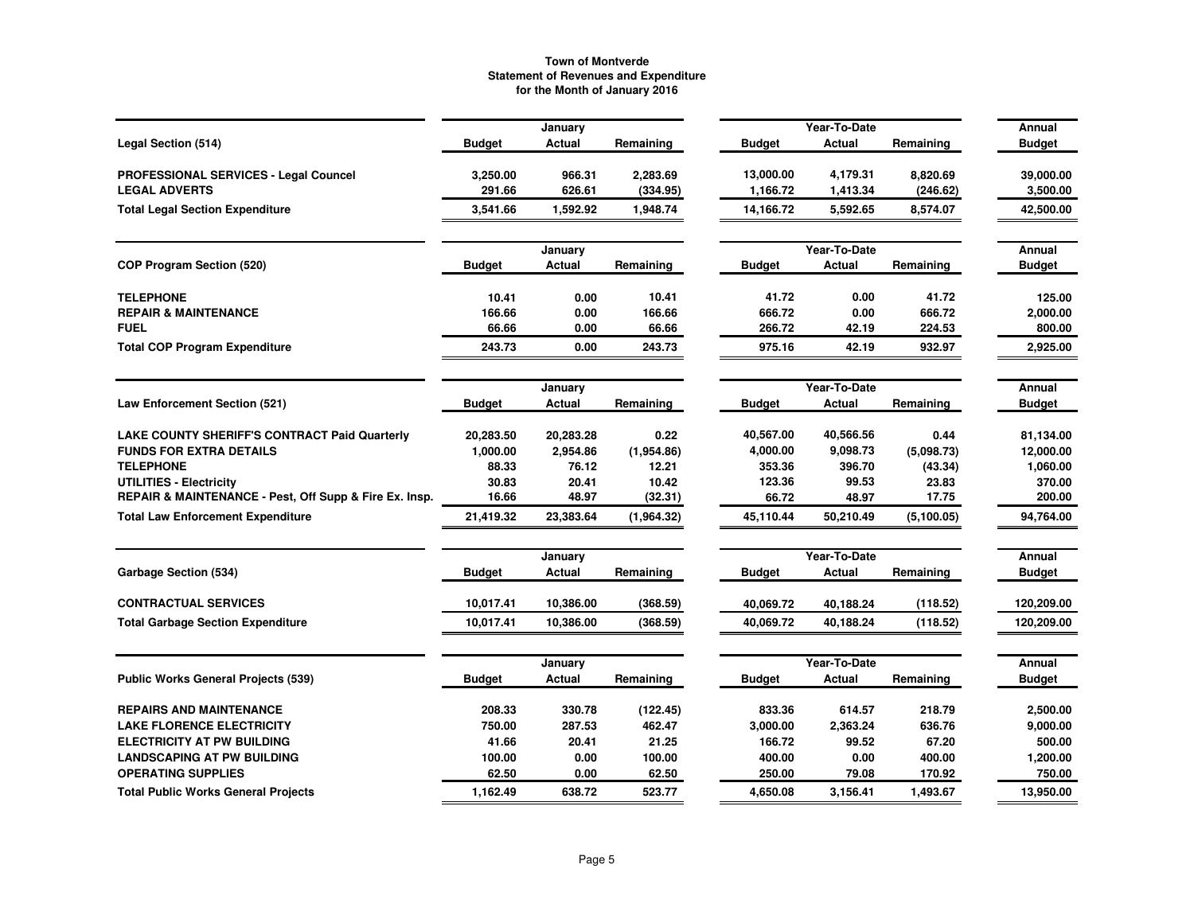# Town of Montverde
## Statement of Revenues and Expenditure
### for the Month of January 2016

| Legal Section (514) | January Budget | January Actual | January Remaining | Year-To-Date Budget | Year-To-Date Actual | Year-To-Date Remaining | Annual Budget |
|---|---|---|---|---|---|---|---|
| PROFESSIONAL SERVICES - Legal Councel | 3,250.00 | 966.31 | 2,283.69 | 13,000.00 | 4,179.31 | 8,820.69 | 39,000.00 |
| LEGAL ADVERTS | 291.66 | 626.61 | (334.95) | 1,166.72 | 1,413.34 | (246.62) | 3,500.00 |
| **Total Legal Section Expenditure** | **3,541.66** | **1,592.92** | **1,948.74** | **14,166.72** | **5,592.65** | **8,574.07** | **42,500.00** |

| COP Program Section (520) | January Budget | January Actual | January Remaining | Year-To-Date Budget | Year-To-Date Actual | Year-To-Date Remaining | Annual Budget |
|---|---|---|---|---|---|---|---|
| TELEPHONE | 10.41 | 0.00 | 10.41 | 41.72 | 0.00 | 41.72 | 125.00 |
| REPAIR & MAINTENANCE | 166.66 | 0.00 | 166.66 | 666.72 | 0.00 | 666.72 | 2,000.00 |
| FUEL | 66.66 | 0.00 | 66.66 | 266.72 | 42.19 | 224.53 | 800.00 |
| **Total COP Program Expenditure** | **243.73** | **0.00** | **243.73** | **975.16** | **42.19** | **932.97** | **2,925.00** |

| Law Enforcement Section (521) | January Budget | January Actual | January Remaining | Year-To-Date Budget | Year-To-Date Actual | Year-To-Date Remaining | Annual Budget |
|---|---|---|---|---|---|---|---|
| LAKE COUNTY SHERIFF'S CONTRACT Paid Quarterly | 20,283.50 | 20,283.28 | 0.22 | 40,567.00 | 40,566.56 | 0.44 | 81,134.00 |
| FUNDS FOR EXTRA DETAILS | 1,000.00 | 2,954.86 | (1,954.86) | 4,000.00 | 9,098.73 | (5,098.73) | 12,000.00 |
| TELEPHONE | 88.33 | 76.12 | 12.21 | 353.36 | 396.70 | (43.34) | 1,060.00 |
| UTILITIES - Electricity | 30.83 | 20.41 | 10.42 | 123.36 | 99.53 | 23.83 | 370.00 |
| REPAIR & MAINTENANCE - Pest, Off Supp & Fire Ex. Insp. | 16.66 | 48.97 | (32.31) | 66.72 | 48.97 | 17.75 | 200.00 |
| **Total Law Enforcement Expenditure** | **21,419.32** | **23,383.64** | **(1,964.32)** | **45,110.44** | **50,210.49** | **(5,100.05)** | **94,764.00** |

| Garbage Section (534) | January Budget | January Actual | January Remaining | Year-To-Date Budget | Year-To-Date Actual | Year-To-Date Remaining | Annual Budget |
|---|---|---|---|---|---|---|---|
| CONTRACTUAL SERVICES | 10,017.41 | 10,386.00 | (368.59) | 40,069.72 | 40,188.24 | (118.52) | 120,209.00 |
| **Total Garbage Section Expenditure** | **10,017.41** | **10,386.00** | **(368.59)** | **40,069.72** | **40,188.24** | **(118.52)** | **120,209.00** |

| Public Works General Projects (539) | January Budget | January Actual | January Remaining | Year-To-Date Budget | Year-To-Date Actual | Year-To-Date Remaining | Annual Budget |
|---|---|---|---|---|---|---|---|
| REPAIRS AND MAINTENANCE | 208.33 | 330.78 | (122.45) | 833.36 | 614.57 | 218.79 | 2,500.00 |
| LAKE FLORENCE ELECTRICITY | 750.00 | 287.53 | 462.47 | 3,000.00 | 2,363.24 | 636.76 | 9,000.00 |
| ELECTRICITY AT PW BUILDING | 41.66 | 20.41 | 21.25 | 166.72 | 99.52 | 67.20 | 500.00 |
| LANDSCAPING AT PW BUILDING | 100.00 | 0.00 | 100.00 | 400.00 | 0.00 | 400.00 | 1,200.00 |
| OPERATING SUPPLIES | 62.50 | 0.00 | 62.50 | 250.00 | 79.08 | 170.92 | 750.00 |
| **Total Public Works General Projects** | **1,162.49** | **638.72** | **523.77** | **4,650.08** | **3,156.41** | **1,493.67** | **13,950.00** |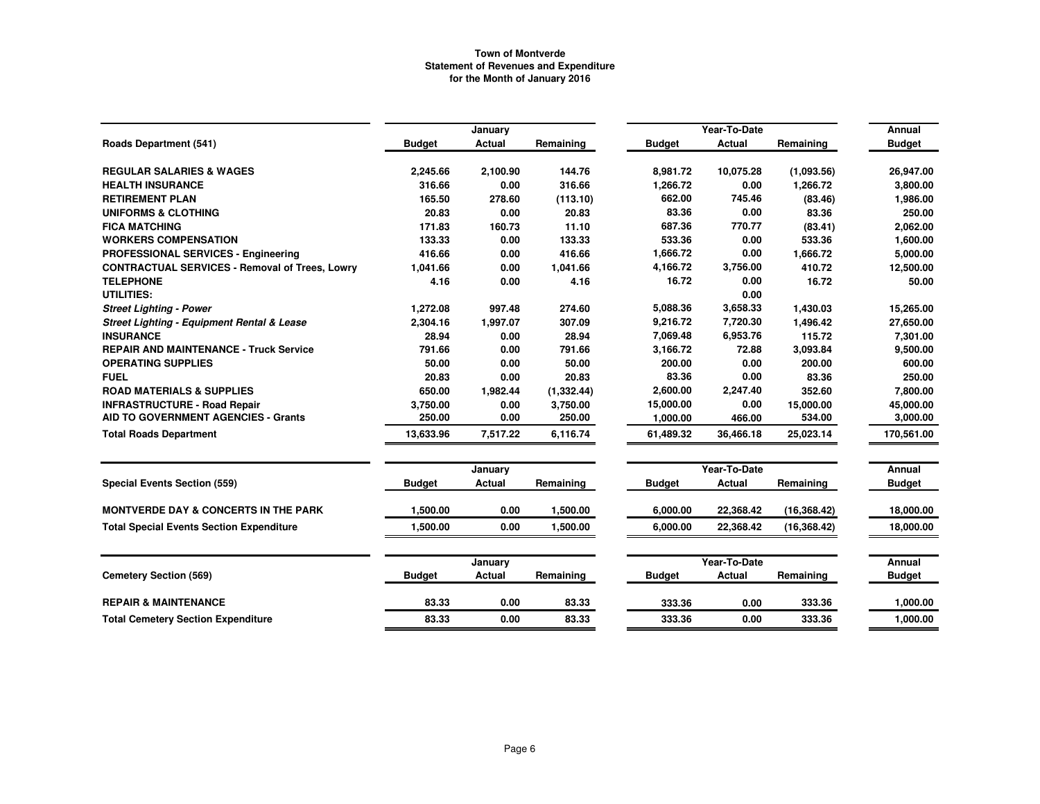**Town of Montverde**
**Statement of Revenues and Expenditure**
**for the Month of January 2016**

| Roads Department (541) | January Budget | January Actual | January Remaining | Year-To-Date Budget | Year-To-Date Actual | Year-To-Date Remaining | Annual Budget |
|---|---|---|---|---|---|---|---|
| **REGULAR SALARIES & WAGES** | 2,245.66 | 2,100.90 | 144.76 | 8,981.72 | 10,075.28 | (1,093.56) | 26,947.00 |
| **HEALTH INSURANCE** | 316.66 | 0.00 | 316.66 | 1,266.72 | 0.00 | 1,266.72 | 3,800.00 |
| **RETIREMENT PLAN** | 165.50 | 278.60 | (113.10) | 662.00 | 745.46 | (83.46) | 1,986.00 |
| **UNIFORMS & CLOTHING** | 20.83 | 0.00 | 20.83 | 83.36 | 0.00 | 83.36 | 250.00 |
| **FICA MATCHING** | 171.83 | 160.73 | 11.10 | 687.36 | 770.77 | (83.41) | 2,062.00 |
| **WORKERS COMPENSATION** | 133.33 | 0.00 | 133.33 | 533.36 | 0.00 | 533.36 | 1,600.00 |
| **PROFESSIONAL SERVICES - Engineering** | 416.66 | 0.00 | 416.66 | 1,666.72 | 0.00 | 1,666.72 | 5,000.00 |
| **CONTRACTUAL SERVICES - Removal of Trees, Lowry** | 1,041.66 | 0.00 | 1,041.66 | 4,166.72 | 3,756.00 | 410.72 | 12,500.00 |
| **TELEPHONE** | 4.16 | 0.00 | 4.16 | 16.72 | 0.00 | 16.72 | 50.00 |
| **UTILITIES:** | | | | | 0.00 | | |
| ***Street Lighting - Power*** | 1,272.08 | 997.48 | 274.60 | 5,088.36 | 3,658.33 | 1,430.03 | 15,265.00 |
| ***Street Lighting - Equipment Rental & Lease*** | 2,304.16 | 1,997.07 | 307.09 | 9,216.72 | 7,720.30 | 1,496.42 | 27,650.00 |
| **INSURANCE** | 28.94 | 0.00 | 28.94 | 7,069.48 | 6,953.76 | 115.72 | 7,301.00 |
| **REPAIR AND MAINTENANCE - Truck Service** | 791.66 | 0.00 | 791.66 | 3,166.72 | 72.88 | 3,093.84 | 9,500.00 |
| **OPERATING SUPPLIES** | 50.00 | 0.00 | 50.00 | 200.00 | 0.00 | 200.00 | 600.00 |
| **FUEL** | 20.83 | 0.00 | 20.83 | 83.36 | 0.00 | 83.36 | 250.00 |
| **ROAD MATERIALS & SUPPLIES** | 650.00 | 1,982.44 | (1,332.44) | 2,600.00 | 2,247.40 | 352.60 | 7,800.00 |
| **INFRASTRUCTURE - Road Repair** | 3,750.00 | 0.00 | 3,750.00 | 15,000.00 | 0.00 | 15,000.00 | 45,000.00 |
| **AID TO GOVERNMENT AGENCIES - Grants** | 250.00 | 0.00 | 250.00 | 1,000.00 | 466.00 | 534.00 | 3,000.00 |
| **Total Roads Department** | 13,633.96 | 7,517.22 | 6,116.74 | 61,489.32 | 36,466.18 | 25,023.14 | 170,561.00 |

| Special Events Section (559) | January Budget | January Actual | January Remaining | Year-To-Date Budget | Year-To-Date Actual | Year-To-Date Remaining | Annual Budget |
|---|---|---|---|---|---|---|---|
| **MONTVERDE DAY & CONCERTS IN THE PARK** | 1,500.00 | 0.00 | 1,500.00 | 6,000.00 | 22,368.42 | (16,368.42) | 18,000.00 |
| **Total Special Events Section Expenditure** | 1,500.00 | 0.00 | 1,500.00 | 6,000.00 | 22,368.42 | (16,368.42) | 18,000.00 |

| Cemetery Section (569) | January Budget | January Actual | January Remaining | Year-To-Date Budget | Year-To-Date Actual | Year-To-Date Remaining | Annual Budget |
|---|---|---|---|---|---|---|---|
| **REPAIR & MAINTENANCE** | 83.33 | 0.00 | 83.33 | 333.36 | 0.00 | 333.36 | 1,000.00 |
| **Total Cemetery Section Expenditure** | 83.33 | 0.00 | 83.33 | 333.36 | 0.00 | 333.36 | 1,000.00 |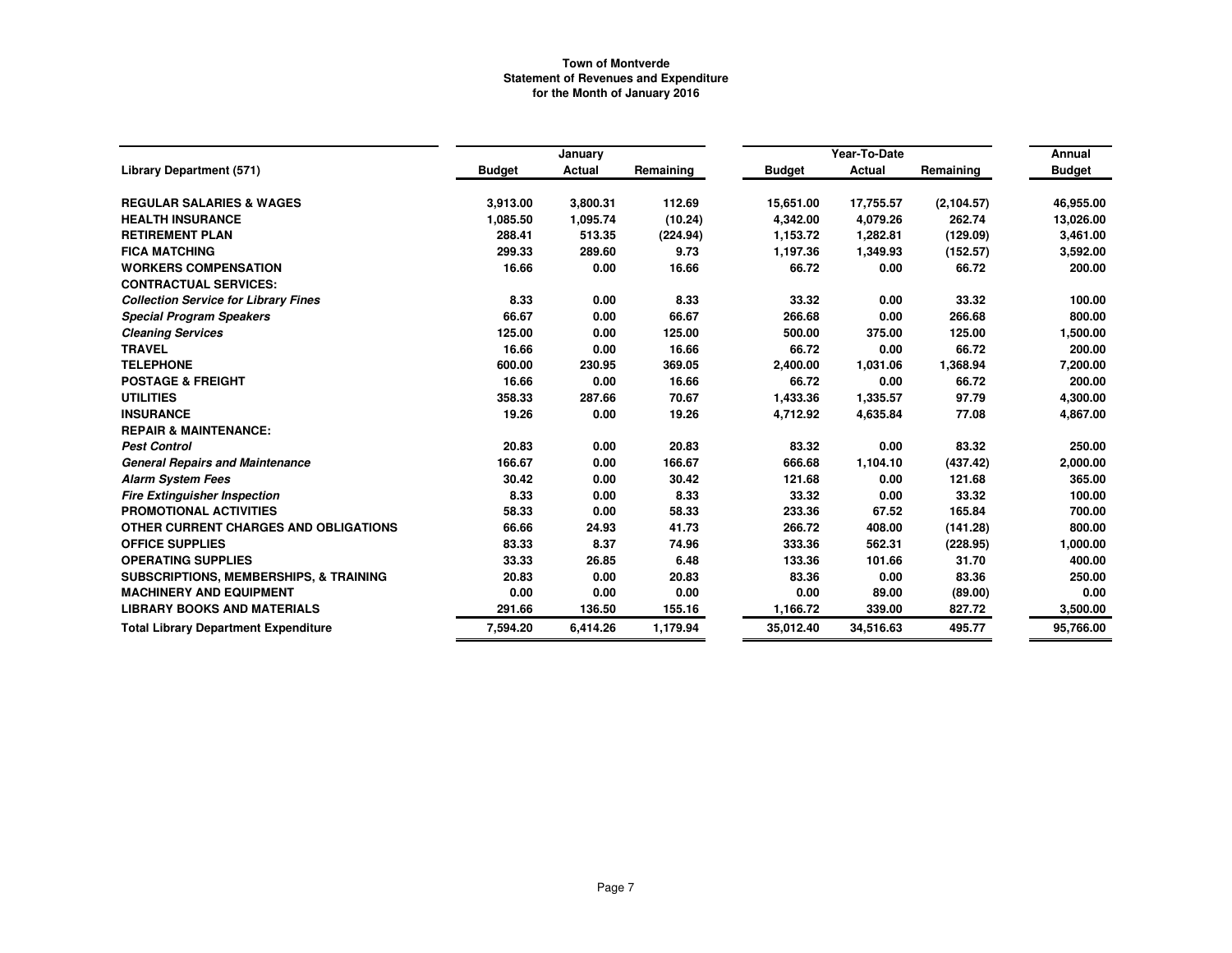**Town of Montverde**
**Statement of Revenues and Expenditure**
**for the Month of January 2016**

| | January | | | Year-To-Date | | | Annual |
|---|---|---|---|---|---|---|---|
| **Library Department (571)** | **Budget** | **Actual** | **Remaining** | **Budget** | **Actual** | **Remaining** | **Budget** |
| **REGULAR SALARIES & WAGES** | 3,913.00 | 3,800.31 | 112.69 | 15,651.00 | 17,755.57 | (2,104.57) | 46,955.00 |
| **HEALTH INSURANCE** | 1,085.50 | 1,095.74 | (10.24) | 4,342.00 | 4,079.26 | 262.74 | 13,026.00 |
| **RETIREMENT PLAN** | 288.41 | 513.35 | (224.94) | 1,153.72 | 1,282.81 | (129.09) | 3,461.00 |
| **FICA MATCHING** | 299.33 | 289.60 | 9.73 | 1,197.36 | 1,349.93 | (152.57) | 3,592.00 |
| **WORKERS COMPENSATION** | 16.66 | 0.00 | 16.66 | 66.72 | 0.00 | 66.72 | 200.00 |
| **CONTRACTUAL SERVICES:** | | | | | | | |
| ***Collection Service for Library Fines*** | 8.33 | 0.00 | 8.33 | 33.32 | 0.00 | 33.32 | 100.00 |
| ***Special Program Speakers*** | 66.67 | 0.00 | 66.67 | 266.68 | 0.00 | 266.68 | 800.00 |
| ***Cleaning Services*** | 125.00 | 0.00 | 125.00 | 500.00 | 375.00 | 125.00 | 1,500.00 |
| **TRAVEL** | 16.66 | 0.00 | 16.66 | 66.72 | 0.00 | 66.72 | 200.00 |
| **TELEPHONE** | 600.00 | 230.95 | 369.05 | 2,400.00 | 1,031.06 | 1,368.94 | 7,200.00 |
| **POSTAGE & FREIGHT** | 16.66 | 0.00 | 16.66 | 66.72 | 0.00 | 66.72 | 200.00 |
| **UTILITIES** | 358.33 | 287.66 | 70.67 | 1,433.36 | 1,335.57 | 97.79 | 4,300.00 |
| **INSURANCE** | 19.26 | 0.00 | 19.26 | 4,712.92 | 4,635.84 | 77.08 | 4,867.00 |
| **REPAIR & MAINTENANCE:** | | | | | | | |
| ***Pest Control*** | 20.83 | 0.00 | 20.83 | 83.32 | 0.00 | 83.32 | 250.00 |
| ***General Repairs and Maintenance*** | 166.67 | 0.00 | 166.67 | 666.68 | 1,104.10 | (437.42) | 2,000.00 |
| ***Alarm System Fees*** | 30.42 | 0.00 | 30.42 | 121.68 | 0.00 | 121.68 | 365.00 |
| ***Fire Extinguisher Inspection*** | 8.33 | 0.00 | 8.33 | 33.32 | 0.00 | 33.32 | 100.00 |
| **PROMOTIONAL ACTIVITIES** | 58.33 | 0.00 | 58.33 | 233.36 | 67.52 | 165.84 | 700.00 |
| **OTHER CURRENT CHARGES AND OBLIGATIONS** | 66.66 | 24.93 | 41.73 | 266.72 | 408.00 | (141.28) | 800.00 |
| **OFFICE SUPPLIES** | 83.33 | 8.37 | 74.96 | 333.36 | 562.31 | (228.95) | 1,000.00 |
| **OPERATING SUPPLIES** | 33.33 | 26.85 | 6.48 | 133.36 | 101.66 | 31.70 | 400.00 |
| **SUBSCRIPTIONS, MEMBERSHIPS, & TRAINING** | 20.83 | 0.00 | 20.83 | 83.36 | 0.00 | 83.36 | 250.00 |
| **MACHINERY AND EQUIPMENT** | 0.00 | 0.00 | 0.00 | 0.00 | 89.00 | (89.00) | 0.00 |
| **LIBRARY BOOKS AND MATERIALS** | 291.66 | 136.50 | 155.16 | 1,166.72 | 339.00 | 827.72 | 3,500.00 |
| **Total Library Department Expenditure** | 7,594.20 | 6,414.26 | 1,179.94 | 35,012.40 | 34,516.63 | 495.77 | 95,766.00 |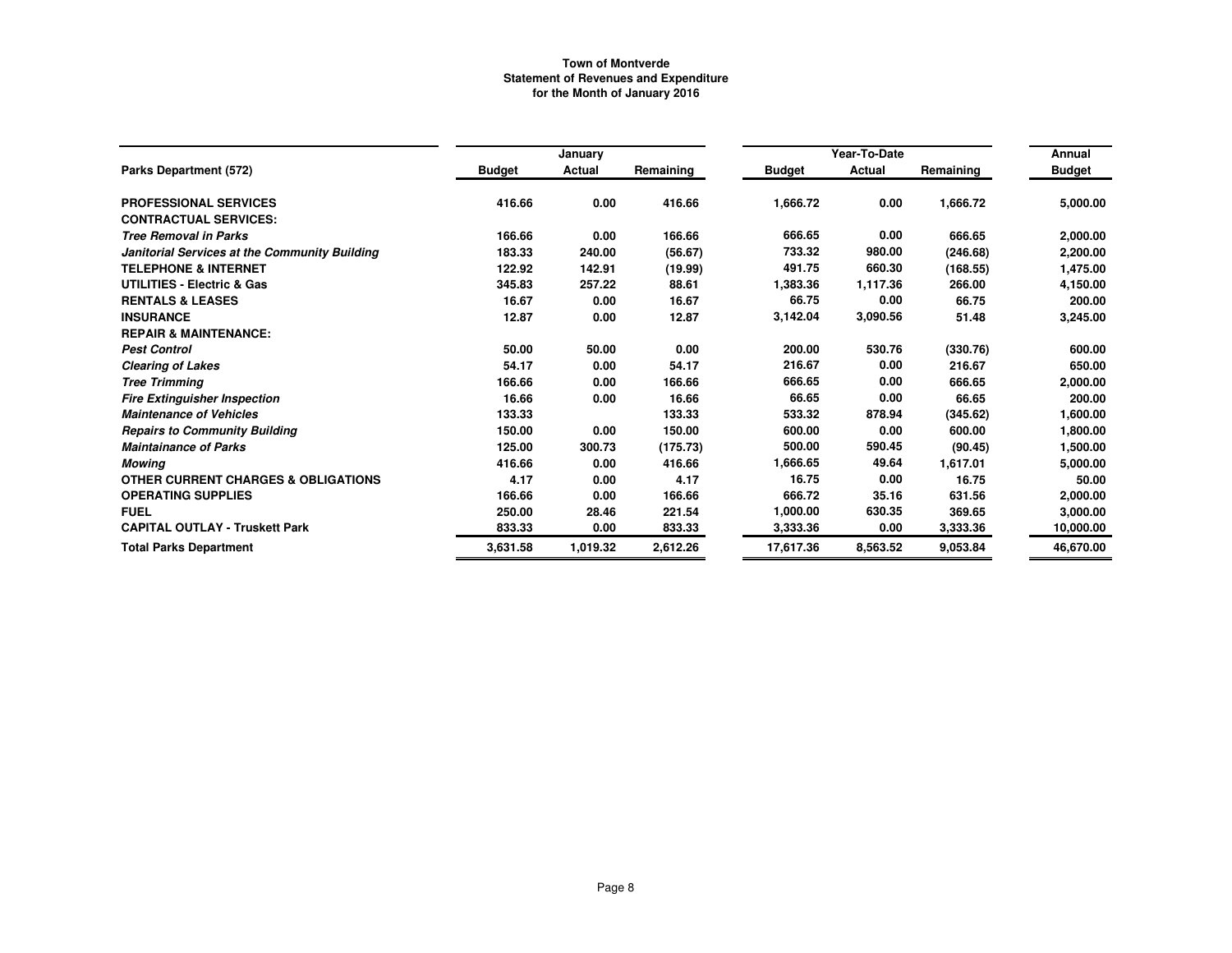**Town of Montverde**
**Statement of Revenues and Expenditure**
**for the Month of January 2016**

| Parks Department (572) | January | | | Year-To-Date | | | Annual |
|---|---|---|---|---|---|---|---|
| | Budget | Actual | Remaining | Budget | Actual | Remaining | Budget |
| **PROFESSIONAL SERVICES** | 416.66 | 0.00 | 416.66 | 1,666.72 | 0.00 | 1,666.72 | 5,000.00 |
| **CONTRACTUAL SERVICES:** | | | | | | | |
| ***Tree Removal in Parks*** | 166.66 | 0.00 | 166.66 | 666.65 | 0.00 | 666.65 | 2,000.00 |
| ***Janitorial Services at the Community Building*** | 183.33 | 240.00 | (56.67) | 733.32 | 980.00 | (246.68) | 2,200.00 |
| **TELEPHONE & INTERNET** | 122.92 | 142.91 | (19.99) | 491.75 | 660.30 | (168.55) | 1,475.00 |
| **UTILITIES - Electric & Gas** | 345.83 | 257.22 | 88.61 | 1,383.36 | 1,117.36 | 266.00 | 4,150.00 |
| **RENTALS & LEASES** | 16.67 | 0.00 | 16.67 | 66.75 | 0.00 | 66.75 | 200.00 |
| **INSURANCE** | 12.87 | 0.00 | 12.87 | 3,142.04 | 3,090.56 | 51.48 | 3,245.00 |
| **REPAIR & MAINTENANCE:** | | | | | | | |
| ***Pest Control*** | 50.00 | 50.00 | 0.00 | 200.00 | 530.76 | (330.76) | 600.00 |
| ***Clearing of Lakes*** | 54.17 | 0.00 | 54.17 | 216.67 | 0.00 | 216.67 | 650.00 |
| ***Tree Trimming*** | 166.66 | 0.00 | 166.66 | 666.65 | 0.00 | 666.65 | 2,000.00 |
| ***Fire Extinguisher Inspection*** | 16.66 | 0.00 | 16.66 | 66.65 | 0.00 | 66.65 | 200.00 |
| ***Maintenance of Vehicles*** | 133.33 | | 133.33 | 533.32 | 878.94 | (345.62) | 1,600.00 |
| ***Repairs to Community Building*** | 150.00 | 0.00 | 150.00 | 600.00 | 0.00 | 600.00 | 1,800.00 |
| ***Maintainance of Parks*** | 125.00 | 300.73 | (175.73) | 500.00 | 590.45 | (90.45) | 1,500.00 |
| ***Mowing*** | 416.66 | 0.00 | 416.66 | 1,666.65 | 49.64 | 1,617.01 | 5,000.00 |
| **OTHER CURRENT CHARGES & OBLIGATIONS** | 4.17 | 0.00 | 4.17 | 16.75 | 0.00 | 16.75 | 50.00 |
| **OPERATING SUPPLIES** | 166.66 | 0.00 | 166.66 | 666.72 | 35.16 | 631.56 | 2,000.00 |
| **FUEL** | 250.00 | 28.46 | 221.54 | 1,000.00 | 630.35 | 369.65 | 3,000.00 |
| **CAPITAL OUTLAY - Truskett Park** | 833.33 | 0.00 | 833.33 | 3,333.36 | 0.00 | 3,333.36 | 10,000.00 |
| **Total Parks Department** | 3,631.58 | 1,019.32 | 2,612.26 | 17,617.36 | 8,563.52 | 9,053.84 | 46,670.00 |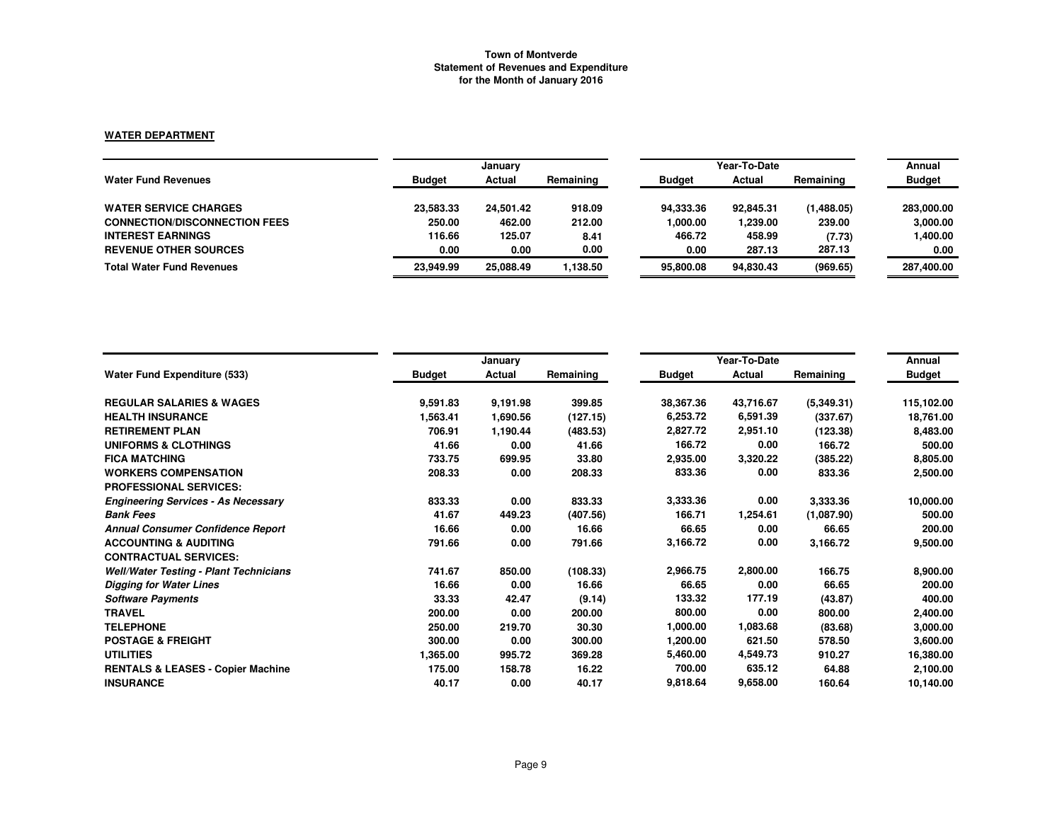**Town of Montverde**
**Statement of Revenues and Expenditure**
**for the Month of January 2016**

**WATER DEPARTMENT**

| Water Fund Revenues | January | | | Year-To-Date | | | Annual |
|---|---|---|---|---|---|---|---|
| | Budget | Actual | Remaining | Budget | Actual | Remaining | Budget |
| WATER SERVICE CHARGES | 23,583.33 | 24,501.42 | 918.09 | 94,333.36 | 92,845.31 | (1,488.05) | 283,000.00 |
| CONNECTION/DISCONNECTION FEES | 250.00 | 462.00 | 212.00 | 1,000.00 | 1,239.00 | 239.00 | 3,000.00 |
| INTEREST EARNINGS | 116.66 | 125.07 | 8.41 | 466.72 | 458.99 | (7.73) | 1,400.00 |
| REVENUE OTHER SOURCES | 0.00 | 0.00 | 0.00 | 0.00 | 287.13 | 287.13 | 0.00 |
| **Total Water Fund Revenues** | 23,949.99 | 25,088.49 | 1,138.50 | 95,800.08 | 94,830.43 | (969.65) | 287,400.00 |

| Water Fund Expenditure (533) | January | | | Year-To-Date | | | Annual |
|---|---|---|---|---|---|---|---|
| | Budget | Actual | Remaining | Budget | Actual | Remaining | Budget |
| REGULAR SALARIES & WAGES | 9,591.83 | 9,191.98 | 399.85 | 38,367.36 | 43,716.67 | (5,349.31) | 115,102.00 |
| HEALTH INSURANCE | 1,563.41 | 1,690.56 | (127.15) | 6,253.72 | 6,591.39 | (337.67) | 18,761.00 |
| RETIREMENT PLAN | 706.91 | 1,190.44 | (483.53) | 2,827.72 | 2,951.10 | (123.38) | 8,483.00 |
| UNIFORMS & CLOTHINGS | 41.66 | 0.00 | 41.66 | 166.72 | 0.00 | 166.72 | 500.00 |
| FICA MATCHING | 733.75 | 699.95 | 33.80 | 2,935.00 | 3,320.22 | (385.22) | 8,805.00 |
| WORKERS COMPENSATION | 208.33 | 0.00 | 208.33 | 833.36 | 0.00 | 833.36 | 2,500.00 |
| PROFESSIONAL SERVICES: | | | | | | | |
| *Engineering Services - As Necessary* | 833.33 | 0.00 | 833.33 | 3,333.36 | 0.00 | 3,333.36 | 10,000.00 |
| *Bank Fees* | 41.67 | 449.23 | (407.56) | 166.71 | 1,254.61 | (1,087.90) | 500.00 |
| *Annual Consumer Confidence Report* | 16.66 | 0.00 | 16.66 | 66.65 | 0.00 | 66.65 | 200.00 |
| ACCOUNTING & AUDITING | 791.66 | 0.00 | 791.66 | 3,166.72 | 0.00 | 3,166.72 | 9,500.00 |
| CONTRACTUAL SERVICES: | | | | | | | |
| *Well/Water Testing - Plant Technicians* | 741.67 | 850.00 | (108.33) | 2,966.75 | 2,800.00 | 166.75 | 8,900.00 |
| *Digging for Water Lines* | 16.66 | 0.00 | 16.66 | 66.65 | 0.00 | 66.65 | 200.00 |
| *Software Payments* | 33.33 | 42.47 | (9.14) | 133.32 | 177.19 | (43.87) | 400.00 |
| TRAVEL | 200.00 | 0.00 | 200.00 | 800.00 | 0.00 | 800.00 | 2,400.00 |
| TELEPHONE | 250.00 | 219.70 | 30.30 | 1,000.00 | 1,083.68 | (83.68) | 3,000.00 |
| POSTAGE & FREIGHT | 300.00 | 0.00 | 300.00 | 1,200.00 | 621.50 | 578.50 | 3,600.00 |
| UTILITIES | 1,365.00 | 995.72 | 369.28 | 5,460.00 | 4,549.73 | 910.27 | 16,380.00 |
| RENTALS & LEASES - Copier Machine | 175.00 | 158.78 | 16.22 | 700.00 | 635.12 | 64.88 | 2,100.00 |
| INSURANCE | 40.17 | 0.00 | 40.17 | 9,818.64 | 9,658.00 | 160.64 | 10,140.00 |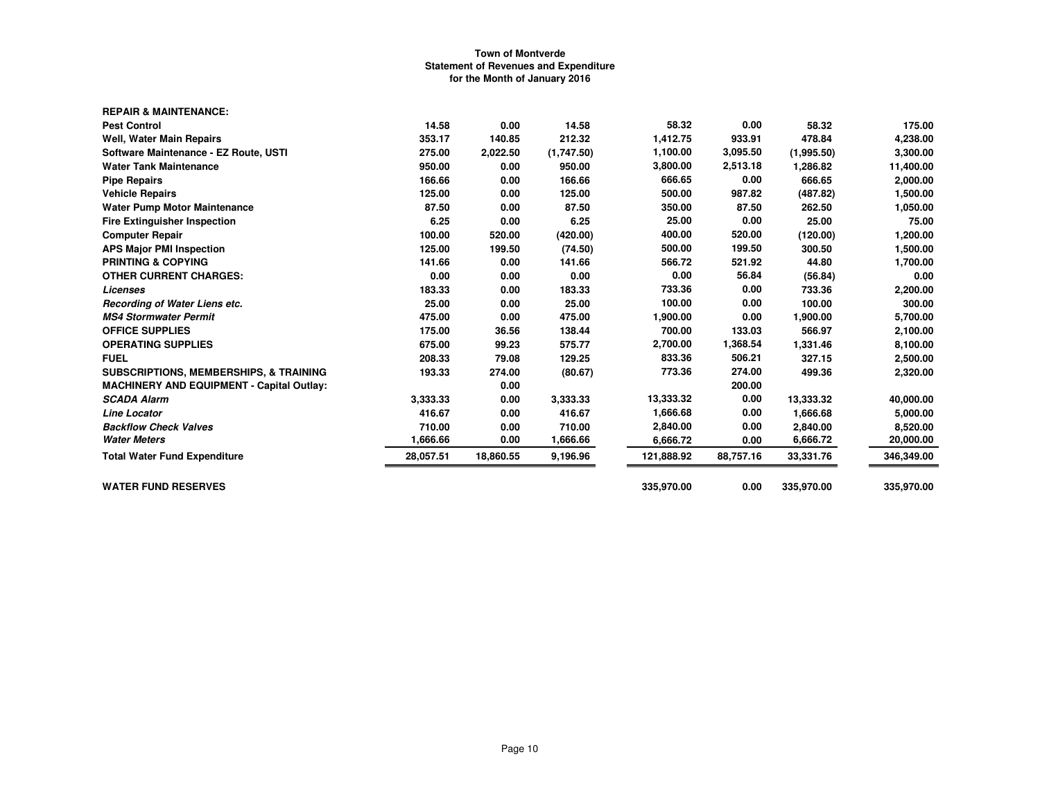**Town of Montverde**
**Statement of Revenues and Expenditure**
**for the Month of January 2016**

| | | | | | | | |
|---|---|---|---|---|---|---|---|
| **REPAIR & MAINTENANCE:** | | | | | | | |
| **Pest Control** | 14.58 | 0.00 | 14.58 | 58.32 | 0.00 | 58.32 | 175.00 |
| **Well, Water Main Repairs** | 353.17 | 140.85 | 212.32 | 1,412.75 | 933.91 | 478.84 | 4,238.00 |
| **Software Maintenance - EZ Route, USTI** | 275.00 | 2,022.50 | (1,747.50) | 1,100.00 | 3,095.50 | (1,995.50) | 3,300.00 |
| **Water Tank Maintenance** | 950.00 | 0.00 | 950.00 | 3,800.00 | 2,513.18 | 1,286.82 | 11,400.00 |
| **Pipe Repairs** | 166.66 | 0.00 | 166.66 | 666.65 | 0.00 | 666.65 | 2,000.00 |
| **Vehicle Repairs** | 125.00 | 0.00 | 125.00 | 500.00 | 987.82 | (487.82) | 1,500.00 |
| **Water Pump Motor Maintenance** | 87.50 | 0.00 | 87.50 | 350.00 | 87.50 | 262.50 | 1,050.00 |
| **Fire Extinguisher Inspection** | 6.25 | 0.00 | 6.25 | 25.00 | 0.00 | 25.00 | 75.00 |
| **Computer Repair** | 100.00 | 520.00 | (420.00) | 400.00 | 520.00 | (120.00) | 1,200.00 |
| **APS Major PMI Inspection** | 125.00 | 199.50 | (74.50) | 500.00 | 199.50 | 300.50 | 1,500.00 |
| **PRINTING & COPYING** | 141.66 | 0.00 | 141.66 | 566.72 | 521.92 | 44.80 | 1,700.00 |
| **OTHER CURRENT CHARGES:** | 0.00 | 0.00 | 0.00 | 0.00 | 56.84 | (56.84) | 0.00 |
| ***Licenses*** | 183.33 | 0.00 | 183.33 | 733.36 | 0.00 | 733.36 | 2,200.00 |
| ***Recording of Water Liens etc.*** | 25.00 | 0.00 | 25.00 | 100.00 | 0.00 | 100.00 | 300.00 |
| ***MS4 Stormwater Permit*** | 475.00 | 0.00 | 475.00 | 1,900.00 | 0.00 | 1,900.00 | 5,700.00 |
| **OFFICE SUPPLIES** | 175.00 | 36.56 | 138.44 | 700.00 | 133.03 | 566.97 | 2,100.00 |
| **OPERATING SUPPLIES** | 675.00 | 99.23 | 575.77 | 2,700.00 | 1,368.54 | 1,331.46 | 8,100.00 |
| **FUEL** | 208.33 | 79.08 | 129.25 | 833.36 | 506.21 | 327.15 | 2,500.00 |
| **SUBSCRIPTIONS, MEMBERSHIPS, & TRAINING** | 193.33 | 274.00 | (80.67) | 773.36 | 274.00 | 499.36 | 2,320.00 |
| **MACHINERY AND EQUIPMENT - Capital Outlay:** | | 0.00 | | | 200.00 | | |
| ***SCADA Alarm*** | 3,333.33 | 0.00 | 3,333.33 | 13,333.32 | 0.00 | 13,333.32 | 40,000.00 |
| ***Line Locator*** | 416.67 | 0.00 | 416.67 | 1,666.68 | 0.00 | 1,666.68 | 5,000.00 |
| ***Backflow Check Valves*** | 710.00 | 0.00 | 710.00 | 2,840.00 | 0.00 | 2,840.00 | 8,520.00 |
| ***Water Meters*** | 1,666.66 | 0.00 | 1,666.66 | 6,666.72 | 0.00 | 6,666.72 | 20,000.00 |
| **Total Water Fund Expenditure** | 28,057.51 | 18,860.55 | 9,196.96 | 121,888.92 | 88,757.16 | 33,331.76 | 346,349.00 |
| | | | | | | | |
| **WATER FUND RESERVES** | | | | 335,970.00 | 0.00 | 335,970.00 | 335,970.00 |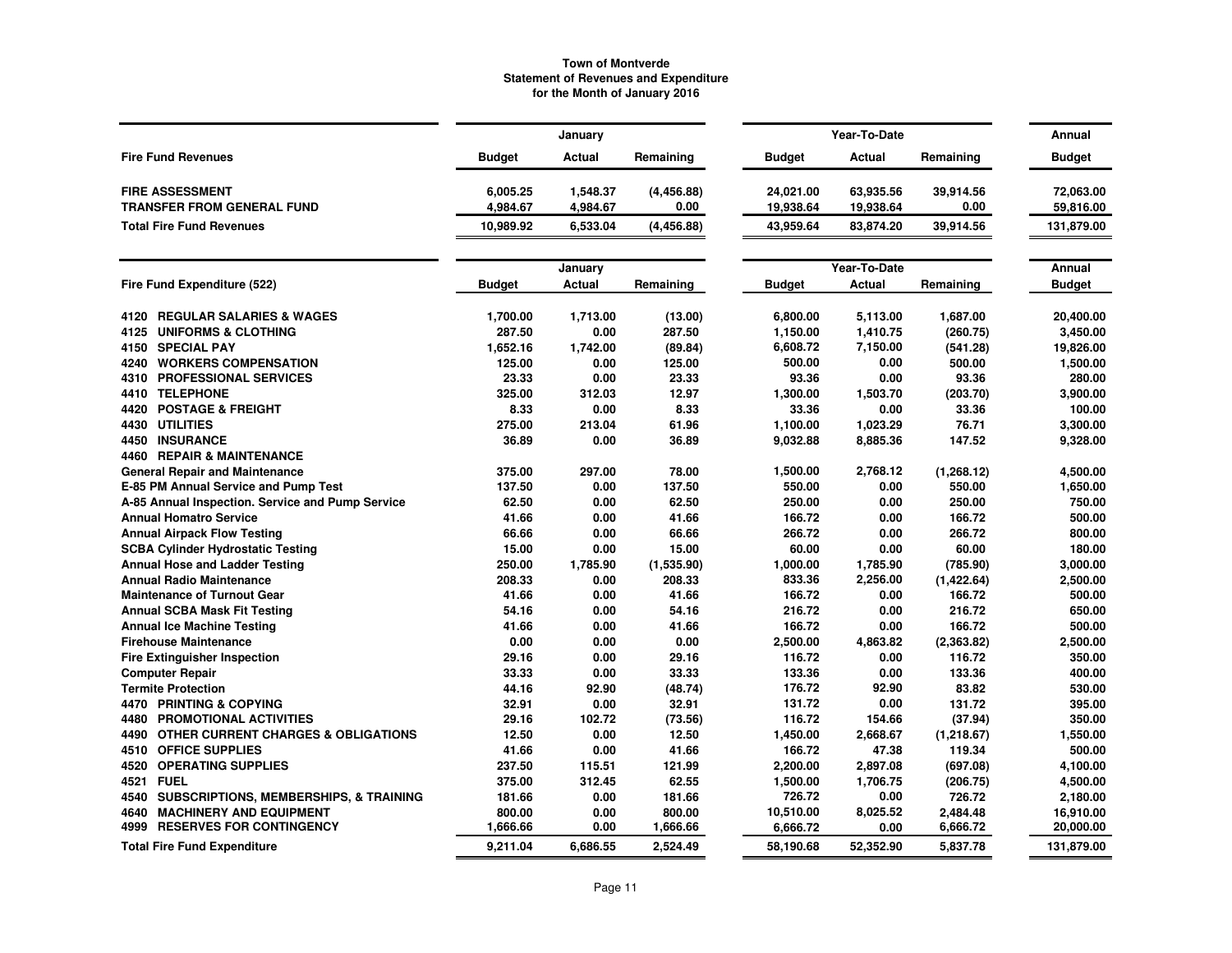# Town of Montverde
## Statement of Revenues and Expenditure
### for the Month of January 2016

| Fire Fund Revenues | January Budget | January Actual | January Remaining | Year-To-Date Budget | Year-To-Date Actual | Year-To-Date Remaining | Annual Budget |
|---|---|---|---|---|---|---|---|
| FIRE ASSESSMENT | 6,005.25 | 1,548.37 | (4,456.88) | 24,021.00 | 63,935.56 | 39,914.56 | 72,063.00 |
| TRANSFER FROM GENERAL FUND | 4,984.67 | 4,984.67 | 0.00 | 19,938.64 | 19,938.64 | 0.00 | 59,816.00 |
| **Total Fire Fund Revenues** | **10,989.92** | **6,533.04** | **(4,456.88)** | **43,959.64** | **83,874.20** | **39,914.56** | **131,879.00** |

| Fire Fund Expenditure (522) | January Budget | January Actual | January Remaining | Year-To-Date Budget | Year-To-Date Actual | Year-To-Date Remaining | Annual Budget |
|---|---|---|---|---|---|---|---|
| 4120 REGULAR SALARIES & WAGES | 1,700.00 | 1,713.00 | (13.00) | 6,800.00 | 5,113.00 | 1,687.00 | 20,400.00 |
| 4125 UNIFORMS & CLOTHING | 287.50 | 0.00 | 287.50 | 1,150.00 | 1,410.75 | (260.75) | 3,450.00 |
| 4150 SPECIAL PAY | 1,652.16 | 1,742.00 | (89.84) | 6,608.72 | 7,150.00 | (541.28) | 19,826.00 |
| 4240 WORKERS COMPENSATION | 125.00 | 0.00 | 125.00 | 500.00 | 0.00 | 500.00 | 1,500.00 |
| 4310 PROFESSIONAL SERVICES | 23.33 | 0.00 | 23.33 | 93.36 | 0.00 | 93.36 | 280.00 |
| 4410 TELEPHONE | 325.00 | 312.03 | 12.97 | 1,300.00 | 1,503.70 | (203.70) | 3,900.00 |
| 4420 POSTAGE & FREIGHT | 8.33 | 0.00 | 8.33 | 33.36 | 0.00 | 33.36 | 100.00 |
| 4430 UTILITIES | 275.00 | 213.04 | 61.96 | 1,100.00 | 1,023.29 | 76.71 | 3,300.00 |
| 4450 INSURANCE | 36.89 | 0.00 | 36.89 | 9,032.88 | 8,885.36 | 147.52 | 9,328.00 |
| 4460 REPAIR & MAINTENANCE | | | | | | | |
| General Repair and Maintenance | 375.00 | 297.00 | 78.00 | 1,500.00 | 2,768.12 | (1,268.12) | 4,500.00 |
| E-85 PM Annual Service and Pump Test | 137.50 | 0.00 | 137.50 | 550.00 | 0.00 | 550.00 | 1,650.00 |
| A-85 Annual Inspection. Service and Pump Service | 62.50 | 0.00 | 62.50 | 250.00 | 0.00 | 250.00 | 750.00 |
| Annual Homatro Service | 41.66 | 0.00 | 41.66 | 166.72 | 0.00 | 166.72 | 500.00 |
| Annual Airpack Flow Testing | 66.66 | 0.00 | 66.66 | 266.72 | 0.00 | 266.72 | 800.00 |
| SCBA Cylinder Hydrostatic Testing | 15.00 | 0.00 | 15.00 | 60.00 | 0.00 | 60.00 | 180.00 |
| Annual Hose and Ladder Testing | 250.00 | 1,785.90 | (1,535.90) | 1,000.00 | 1,785.90 | (785.90) | 3,000.00 |
| Annual Radio Maintenance | 208.33 | 0.00 | 208.33 | 833.36 | 2,256.00 | (1,422.64) | 2,500.00 |
| Maintenance of Turnout Gear | 41.66 | 0.00 | 41.66 | 166.72 | 0.00 | 166.72 | 500.00 |
| Annual SCBA Mask Fit Testing | 54.16 | 0.00 | 54.16 | 216.72 | 0.00 | 216.72 | 650.00 |
| Annual Ice Machine Testing | 41.66 | 0.00 | 41.66 | 166.72 | 0.00 | 166.72 | 500.00 |
| Firehouse Maintenance | 0.00 | 0.00 | 0.00 | 2,500.00 | 4,863.82 | (2,363.82) | 2,500.00 |
| Fire Extinguisher Inspection | 29.16 | 0.00 | 29.16 | 116.72 | 0.00 | 116.72 | 350.00 |
| Computer Repair | 33.33 | 0.00 | 33.33 | 133.36 | 0.00 | 133.36 | 400.00 |
| Termite Protection | 44.16 | 92.90 | (48.74) | 176.72 | 92.90 | 83.82 | 530.00 |
| 4470 PRINTING & COPYING | 32.91 | 0.00 | 32.91 | 131.72 | 0.00 | 131.72 | 395.00 |
| 4480 PROMOTIONAL ACTIVITIES | 29.16 | 102.72 | (73.56) | 116.72 | 154.66 | (37.94) | 350.00 |
| 4490 OTHER CURRENT CHARGES & OBLIGATIONS | 12.50 | 0.00 | 12.50 | 1,450.00 | 2,668.67 | (1,218.67) | 1,550.00 |
| 4510 OFFICE SUPPLIES | 41.66 | 0.00 | 41.66 | 166.72 | 47.38 | 119.34 | 500.00 |
| 4520 OPERATING SUPPLIES | 237.50 | 115.51 | 121.99 | 2,200.00 | 2,897.08 | (697.08) | 4,100.00 |
| 4521 FUEL | 375.00 | 312.45 | 62.55 | 1,500.00 | 1,706.75 | (206.75) | 4,500.00 |
| 4540 SUBSCRIPTIONS, MEMBERSHIPS, & TRAINING | 181.66 | 0.00 | 181.66 | 726.72 | 0.00 | 726.72 | 2,180.00 |
| 4640 MACHINERY AND EQUIPMENT | 800.00 | 0.00 | 800.00 | 10,510.00 | 8,025.52 | 2,484.48 | 16,910.00 |
| 4999 RESERVES FOR CONTINGENCY | 1,666.66 | 0.00 | 1,666.66 | 6,666.72 | 0.00 | 6,666.72 | 20,000.00 |
| **Total Fire Fund Expenditure** | **9,211.04** | **6,686.55** | **2,524.49** | **58,190.68** | **52,352.90** | **5,837.78** | **131,879.00** |